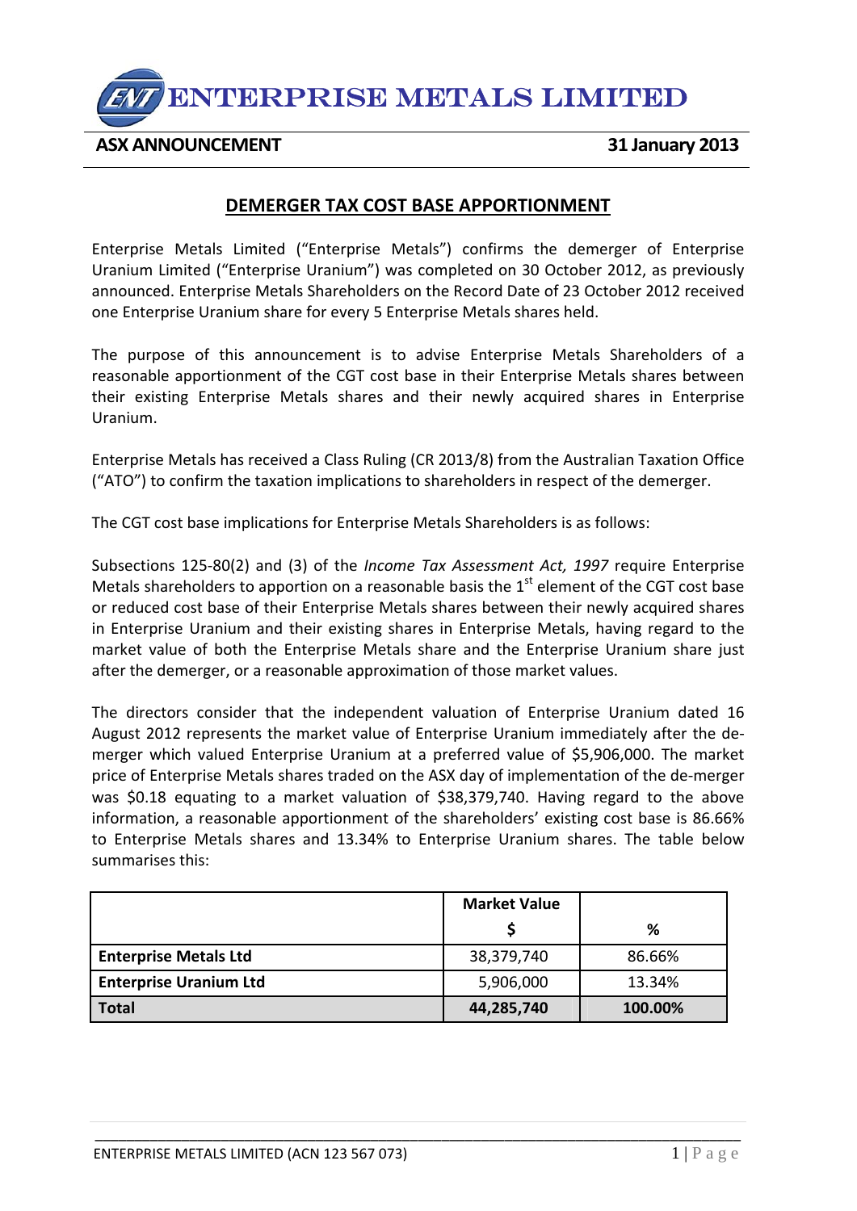# ENTERPRISE METALS LIMITED

**ASX ANNOUNCEMENT** **31 January 2013**

## DEMERGER TAX COST BASE APPORTIONMENT

Enterprise Metals Limited ("Enterprise Metals") confirms the demerger of Enterprise Uranium Limited ("Enterprise Uranium") was completed on 30 October 2012, as previously announced. Enterprise Metals Shareholders on the Record Date of 23 October 2012 received one Enterprise Uranium share for every 5 Enterprise Metals shares held.

The purpose of this announcement is to advise Enterprise Metals Shareholders of a reasonable apportionment of the CGT cost base in their Enterprise Metals shares between their existing Enterprise Metals shares and their newly acquired shares in Enterprise Uranium.

Enterprise Metals has received a Class Ruling (CR 2013/8) from the Australian Taxation Office ("ATO") to confirm the taxation implications to shareholders in respect of the demerger.

The CGT cost base implications for Enterprise Metals Shareholders is as follows:

Subsections 125-80(2) and (3) of the *Income Tax Assessment Act, 1997* require Enterprise Metals shareholders to apportion on a reasonable basis the 1st element of the CGT cost base or reduced cost base of their Enterprise Metals shares between their newly acquired shares in Enterprise Uranium and their existing shares in Enterprise Metals, having regard to the market value of both the Enterprise Metals share and the Enterprise Uranium share just after the demerger, or a reasonable approximation of those market values.

The directors consider that the independent valuation of Enterprise Uranium dated 16 August 2012 represents the market value of Enterprise Uranium immediately after the de-merger which valued Enterprise Uranium at a preferred value of $5,906,000. The market price of Enterprise Metals shares traded on the ASX day of implementation of the de-merger was $0.18 equating to a market valuation of $38,379,740. Having regard to the above information, a reasonable apportionment of the shareholders' existing cost base is 86.66% to Enterprise Metals shares and 13.34% to Enterprise Uranium shares. The table below summarises this:

| | Market Value $ | % |
|---|---|---|
| **Enterprise Metals Ltd** | 38,379,740 | 86.66% |
| **Enterprise Uranium Ltd** | 5,906,000 | 13.34% |
| **Total** | **44,285,740** | **100.00%** |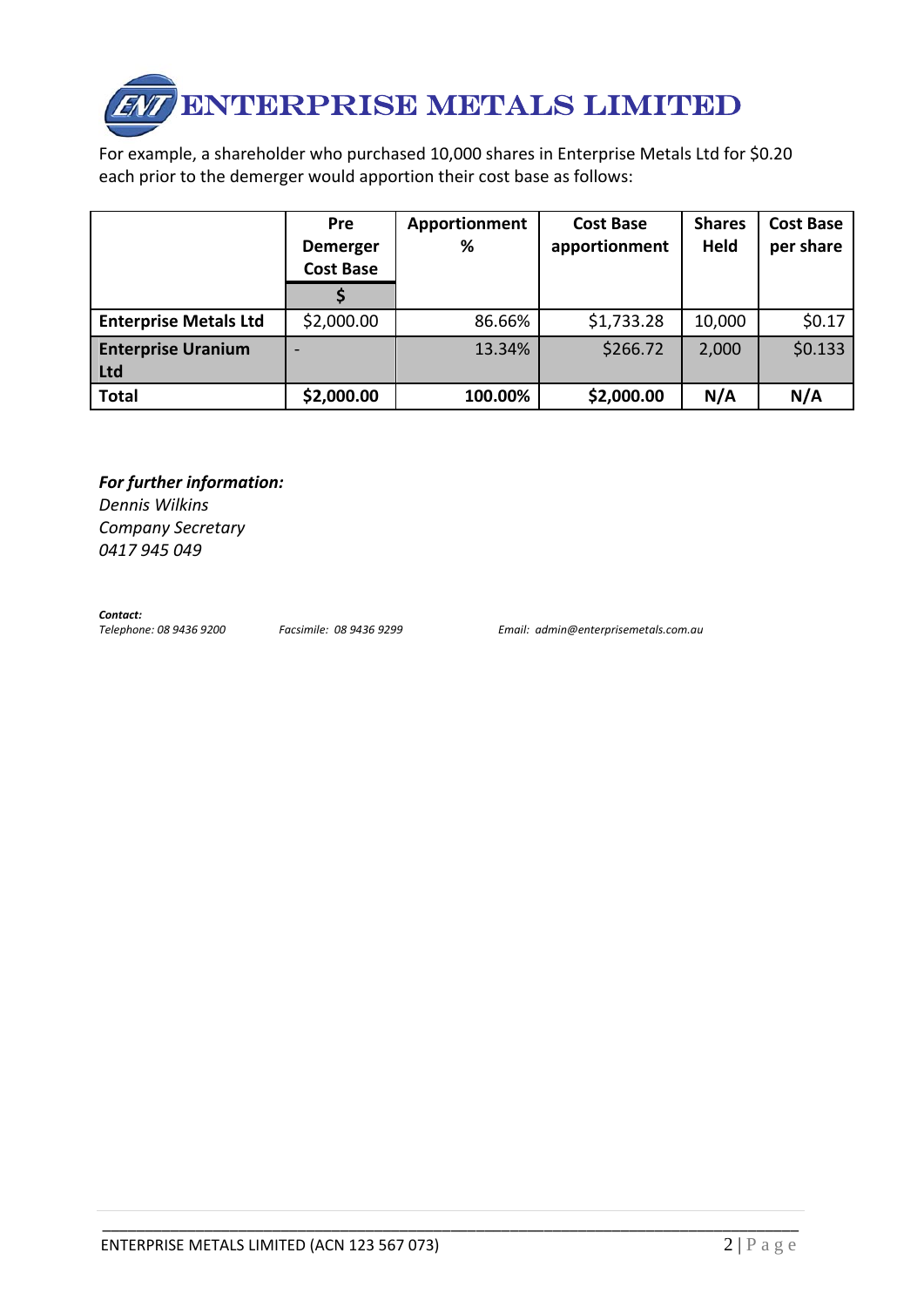# ENTERPRISE METALS LIMITED

For example, a shareholder who purchased 10,000 shares in Enterprise Metals Ltd for $0.20 each prior to the demerger would apportion their cost base as follows:

| | Pre Demerger Cost Base $ | Apportionment % | Cost Base apportionment | Shares Held | Cost Base per share |
|---|---|---|---|---|---|
| **Enterprise Metals Ltd** | $2,000.00 | 86.66% | $1,733.28 | 10,000 | $0.17 |
| **Enterprise Uranium Ltd** | - | 13.34% | $266.72 | 2,000 | $0.133 |
| **Total** | **$2,000.00** | **100.00%** | **$2,000.00** | **N/A** | **N/A** |

***For further information:***
*Dennis Wilkins*
*Company Secretary*
*0417 945 049*

***Contact:***
*Telephone: 08 9436 9200* *Facsimile: 08 9436 9299* *Email: admin@enterprisemetals.com.au*

ENTERPRISE METALS LIMITED (ACN 123 567 073)